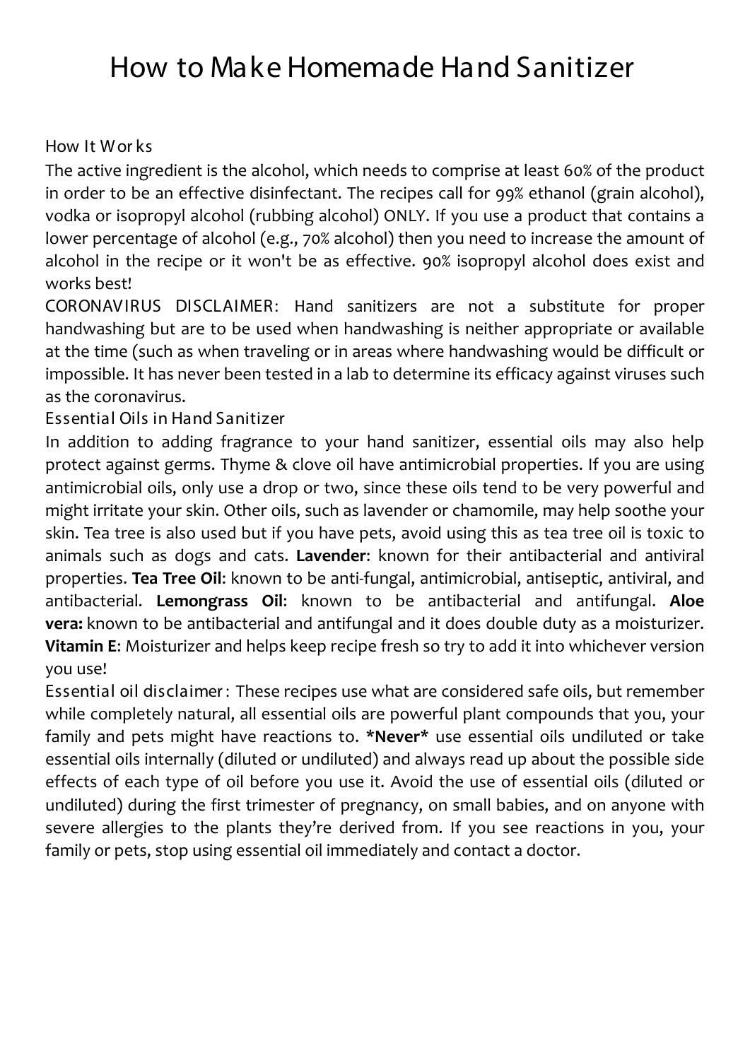# How to Make Homemade Hand Sanitizer

## How It Works

The active ingredient is the alcohol, which needs to comprise at least 60% of the product in order to be an effective disinfectant. The recipes call for 99% ethanol (grain alcohol), vodka or isopropyl alcohol (rubbing alcohol) ONLY. If you use a product that contains a lower percentage of alcohol (e.g., 70% alcohol) then you need to increase the amount of alcohol in the recipe or it won't be as effective. 90% isopropyl alcohol does exist and works best!

CORONAVIRUS DISCLAIMER: Hand sanitizers are not a substitute for proper handwashing but are to be used when handwashing is neither appropriate or available at the time (such as when traveling or in areas where handwashing would be difficult or impossible. It has never been tested in a lab to determine its efficacy against viruses such as the coronavirus.

## Essential Oils in Hand Sanitizer

In addition to adding fragrance to your hand sanitizer, essential oils may also help protect against germs. Thyme & clove oil have antimicrobial properties. If you are using antimicrobial oils, only use a drop or two, since these oils tend to be very powerful and might irritate your skin. Other oils, such as lavender or chamomile, may help soothe your skin. Tea tree is also used but if you have pets, avoid using this as tea tree oil is toxic to animals such as dogs and cats. **Lavender**: known for their antibacterial and antiviral properties. **Tea Tree Oil**: known to be anti-fungal, antimicrobial, antiseptic, antiviral, and antibacterial. **Lemongrass Oil**: known to be antibacterial and antifungal. **Aloe vera:** known to be antibacterial and antifungal and it does double duty as a moisturizer. **Vitamin E**: Moisturizer and helps keep recipe fresh so try to add it into whichever version you use!

Essential oil disclaimer: These recipes use what are considered safe oils, but remember while completely natural, all essential oils are powerful plant compounds that you, your family and pets might have reactions to. ***Never*** use essential oils undiluted or take essential oils internally (diluted or undiluted) and always read up about the possible side effects of each type of oil before you use it. Avoid the use of essential oils (diluted or undiluted) during the first trimester of pregnancy, on small babies, and on anyone with severe allergies to the plants they're derived from. If you see reactions in you, your family or pets, stop using essential oil immediately and contact a doctor.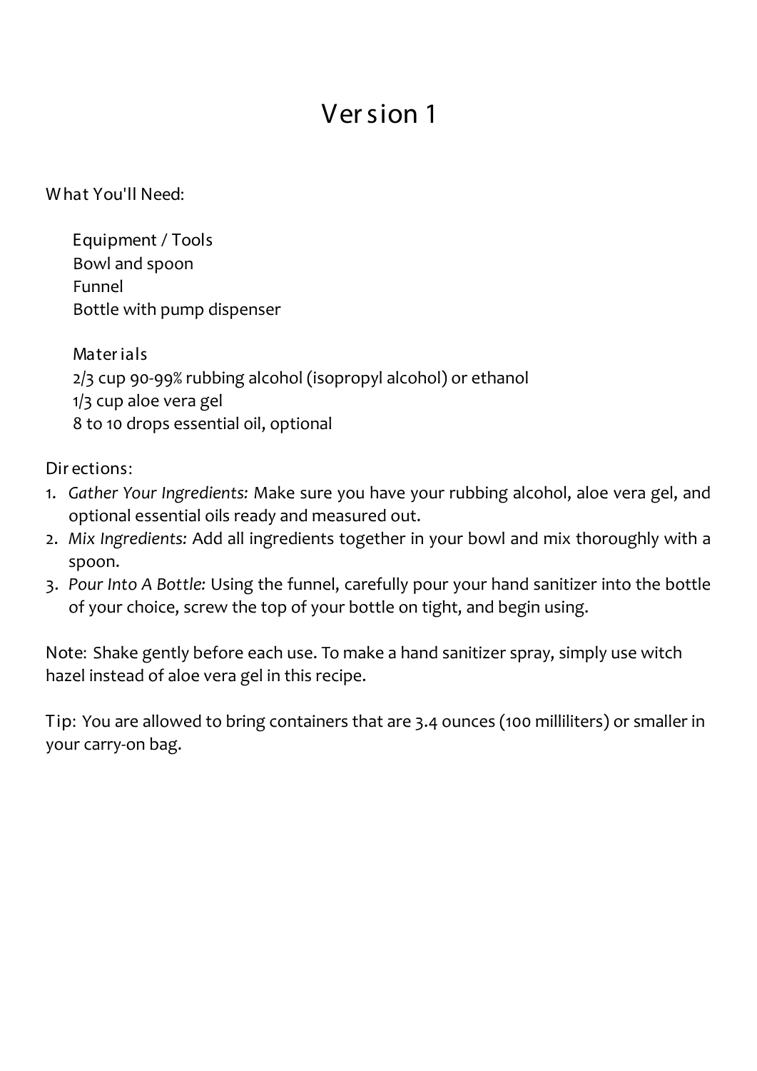# Version 1

What You'll Need:

Equipment / Tools
Bowl and spoon
Funnel
Bottle with pump dispenser

Materials
2/3 cup 90-99% rubbing alcohol (isopropyl alcohol) or ethanol
1/3 cup aloe vera gel
8 to 10 drops essential oil, optional

Directions:

1. *Gather Your Ingredients:* Make sure you have your rubbing alcohol, aloe vera gel, and optional essential oils ready and measured out.
2. *Mix Ingredients:* Add all ingredients together in your bowl and mix thoroughly with a spoon.
3. *Pour Into A Bottle:* Using the funnel, carefully pour your hand sanitizer into the bottle of your choice, screw the top of your bottle on tight, and begin using.

Note: Shake gently before each use. To make a hand sanitizer spray, simply use witch hazel instead of aloe vera gel in this recipe.

Tip: You are allowed to bring containers that are 3.4 ounces (100 milliliters) or smaller in your carry-on bag.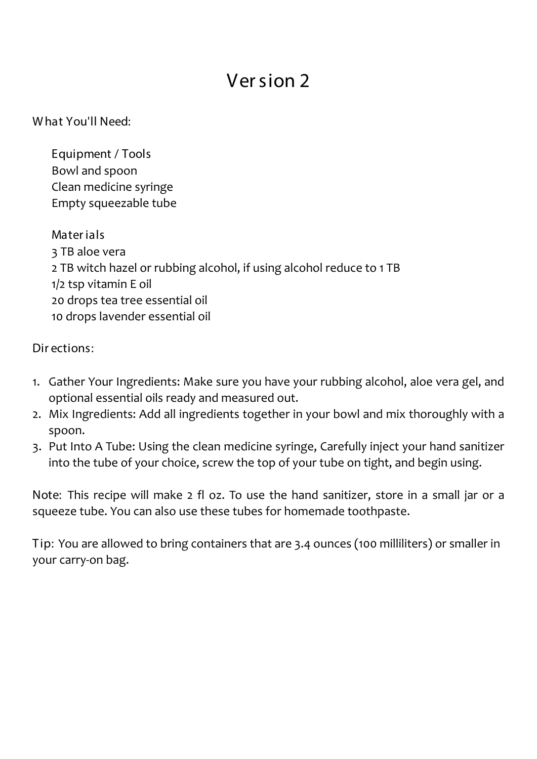# Version 2

What You'll Need:

Equipment / Tools
Bowl and spoon
Clean medicine syringe
Empty squeezable tube

Materials
3 TB aloe vera
2 TB witch hazel or rubbing alcohol, if using alcohol reduce to 1 TB
1/2 tsp vitamin E oil
20 drops tea tree essential oil
10 drops lavender essential oil

Directions:

1. Gather Your Ingredients: Make sure you have your rubbing alcohol, aloe vera gel, and optional essential oils ready and measured out.
2. Mix Ingredients: Add all ingredients together in your bowl and mix thoroughly with a spoon.
3. Put Into A Tube: Using the clean medicine syringe, Carefully inject your hand sanitizer into the tube of your choice, screw the top of your tube on tight, and begin using.

Note: This recipe will make 2 fl oz. To use the hand sanitizer, store in a small jar or a squeeze tube. You can also use these tubes for homemade toothpaste.

Tip: You are allowed to bring containers that are 3.4 ounces (100 milliliters) or smaller in your carry-on bag.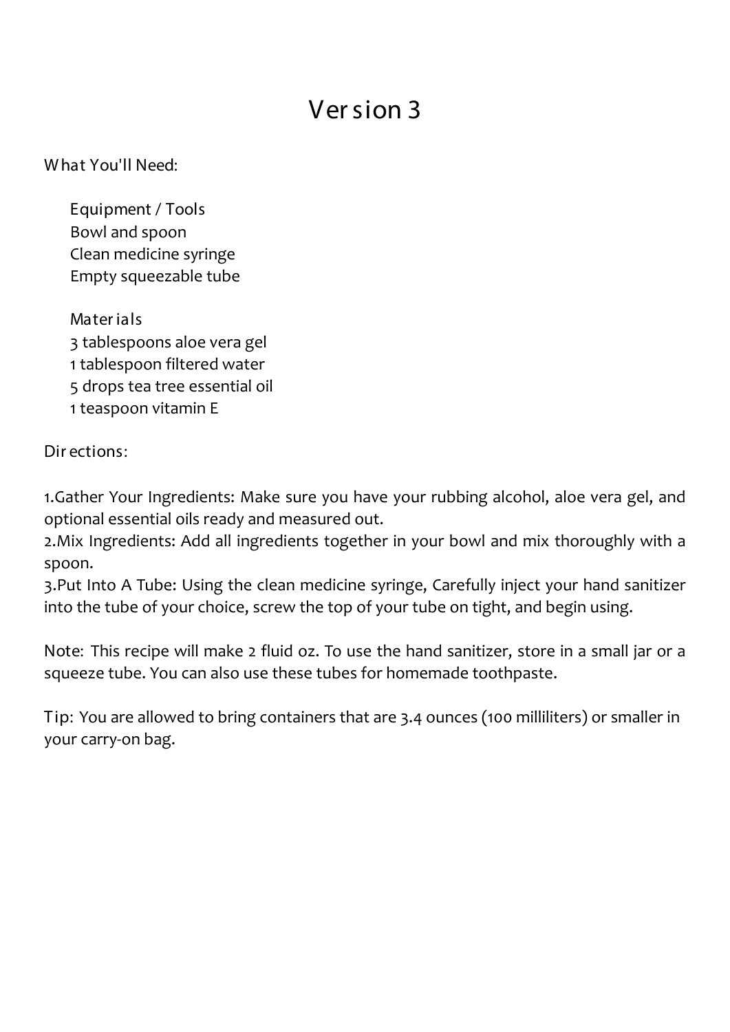# Version 3

What You'll Need:

Equipment / Tools
- Bowl and spoon
- Clean medicine syringe
- Empty squeezable tube

Materials
- 3 tablespoons aloe vera gel
- 1 tablespoon filtered water
- 5 drops tea tree essential oil
- 1 teaspoon vitamin E

Directions:

1.Gather Your Ingredients: Make sure you have your rubbing alcohol, aloe vera gel, and optional essential oils ready and measured out.
2.Mix Ingredients: Add all ingredients together in your bowl and mix thoroughly with a spoon.
3.Put Into A Tube: Using the clean medicine syringe, Carefully inject your hand sanitizer into the tube of your choice, screw the top of your tube on tight, and begin using.

Note: This recipe will make 2 fluid oz. To use the hand sanitizer, store in a small jar or a squeeze tube. You can also use these tubes for homemade toothpaste.

Tip: You are allowed to bring containers that are 3.4 ounces (100 milliliters) or smaller in your carry-on bag.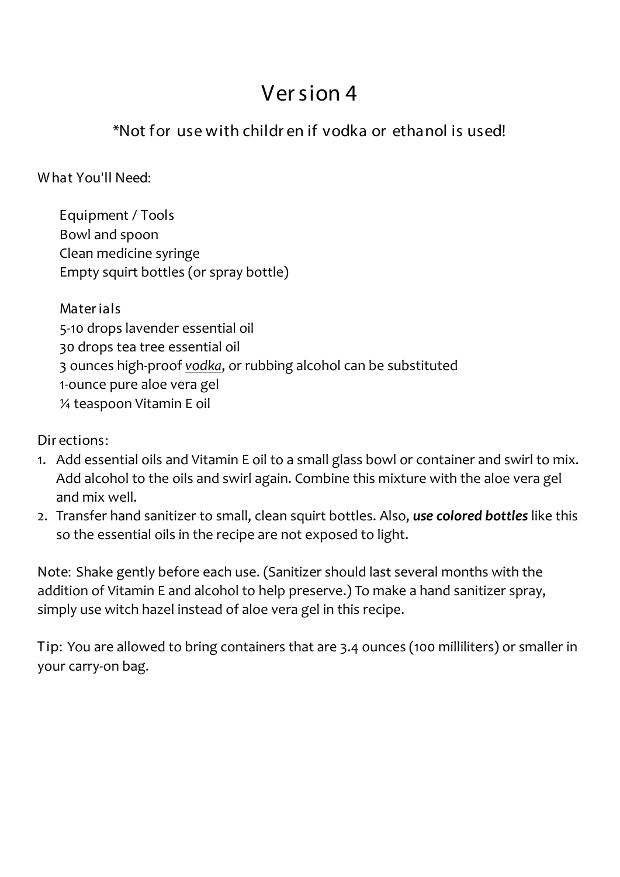# Version 4

*Not for use with children if vodka or ethanol is used!

What You'll Need:

Equipment / Tools
Bowl and spoon
Clean medicine syringe
Empty squirt bottles (or spray bottle)

Materials
5-10 drops lavender essential oil
30 drops tea tree essential oil
3 ounces high-proof *vodka*, or rubbing alcohol can be substituted
1-ounce pure aloe vera gel
¼ teaspoon Vitamin E oil

Directions:

1. Add essential oils and Vitamin E oil to a small glass bowl or container and swirl to mix. Add alcohol to the oils and swirl again. Combine this mixture with the aloe vera gel and mix well.
2. Transfer hand sanitizer to small, clean squirt bottles. Also, ***use colored bottles*** like this so the essential oils in the recipe are not exposed to light.

Note: Shake gently before each use. (Sanitizer should last several months with the addition of Vitamin E and alcohol to help preserve.) To make a hand sanitizer spray, simply use witch hazel instead of aloe vera gel in this recipe.

Tip: You are allowed to bring containers that are 3.4 ounces (100 milliliters) or smaller in your carry-on bag.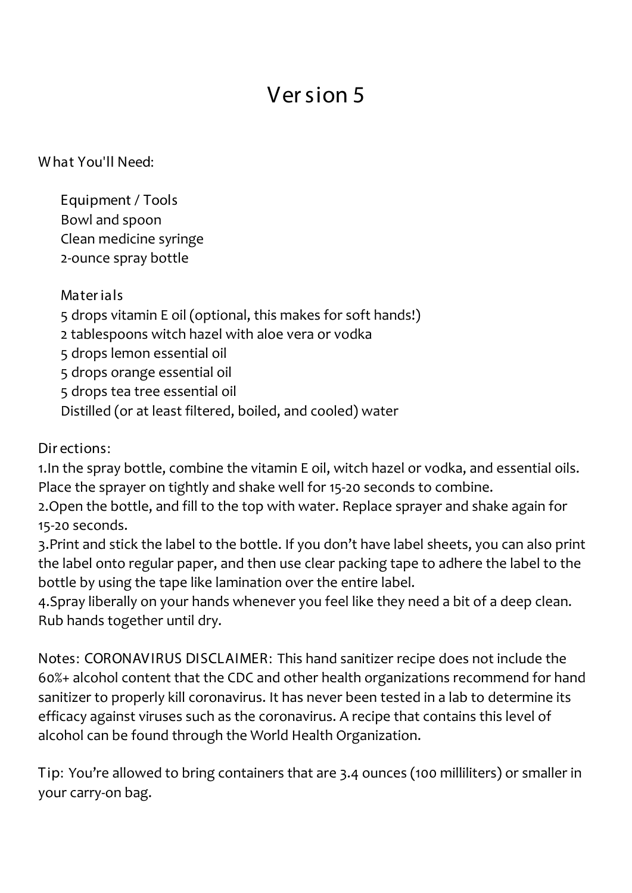# Version 5

What You'll Need:

Equipment / Tools
- Bowl and spoon
- Clean medicine syringe
- 2-ounce spray bottle

Materials
- 5 drops vitamin E oil (optional, this makes for soft hands!)
- 2 tablespoons witch hazel with aloe vera or vodka
- 5 drops lemon essential oil
- 5 drops orange essential oil
- 5 drops tea tree essential oil
- Distilled (or at least filtered, boiled, and cooled) water

Directions:

1. In the spray bottle, combine the vitamin E oil, witch hazel or vodka, and essential oils. Place the sprayer on tightly and shake well for 15-20 seconds to combine.
2. Open the bottle, and fill to the top with water. Replace sprayer and shake again for 15-20 seconds.
3. Print and stick the label to the bottle. If you don't have label sheets, you can also print the label onto regular paper, and then use clear packing tape to adhere the label to the bottle by using the tape like lamination over the entire label.
4. Spray liberally on your hands whenever you feel like they need a bit of a deep clean. Rub hands together until dry.

Notes: CORONAVIRUS DISCLAIMER: This hand sanitizer recipe does not include the 60%+ alcohol content that the CDC and other health organizations recommend for hand sanitizer to properly kill coronavirus. It has never been tested in a lab to determine its efficacy against viruses such as the coronavirus. A recipe that contains this level of alcohol can be found through the World Health Organization.

Tip: You're allowed to bring containers that are 3.4 ounces (100 milliliters) or smaller in your carry-on bag.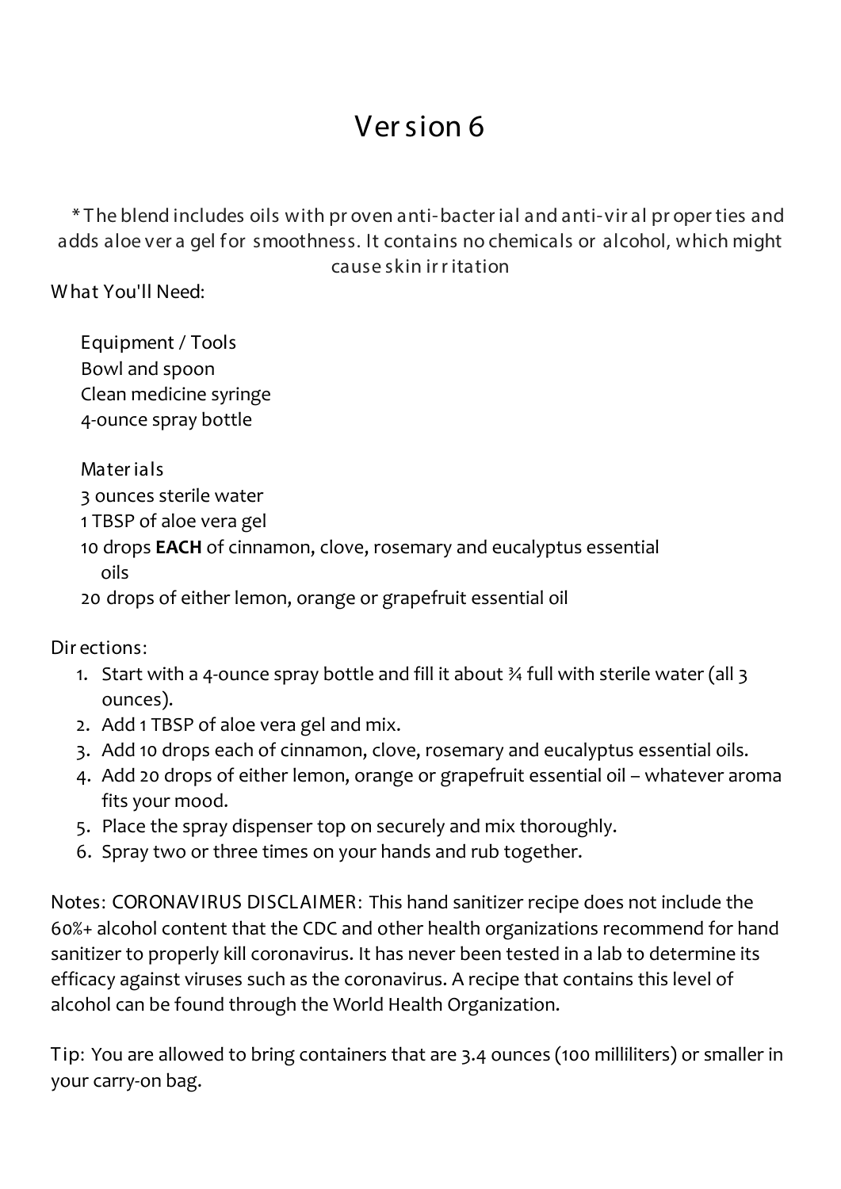# Version 6

*The blend includes oils with proven anti-bacterial and anti-viral properties and adds aloe vera gel for smoothness. It contains no chemicals or alcohol, which might cause skin irritation

What You'll Need:

Equipment / Tools
Bowl and spoon
Clean medicine syringe
4-ounce spray bottle

Materials
3 ounces sterile water
1 TBSP of aloe vera gel
10 drops **EACH** of cinnamon, clove, rosemary and eucalyptus essential oils
20 drops of either lemon, orange or grapefruit essential oil

Directions:

1. Start with a 4-ounce spray bottle and fill it about ¾ full with sterile water (all 3 ounces).
2. Add 1 TBSP of aloe vera gel and mix.
3. Add 10 drops each of cinnamon, clove, rosemary and eucalyptus essential oils.
4. Add 20 drops of either lemon, orange or grapefruit essential oil – whatever aroma fits your mood.
5. Place the spray dispenser top on securely and mix thoroughly.
6. Spray two or three times on your hands and rub together.

Notes: CORONAVIRUS DISCLAIMER: This hand sanitizer recipe does not include the 60%+ alcohol content that the CDC and other health organizations recommend for hand sanitizer to properly kill coronavirus. It has never been tested in a lab to determine its efficacy against viruses such as the coronavirus. A recipe that contains this level of alcohol can be found through the World Health Organization.

Tip: You are allowed to bring containers that are 3.4 ounces (100 milliliters) or smaller in your carry-on bag.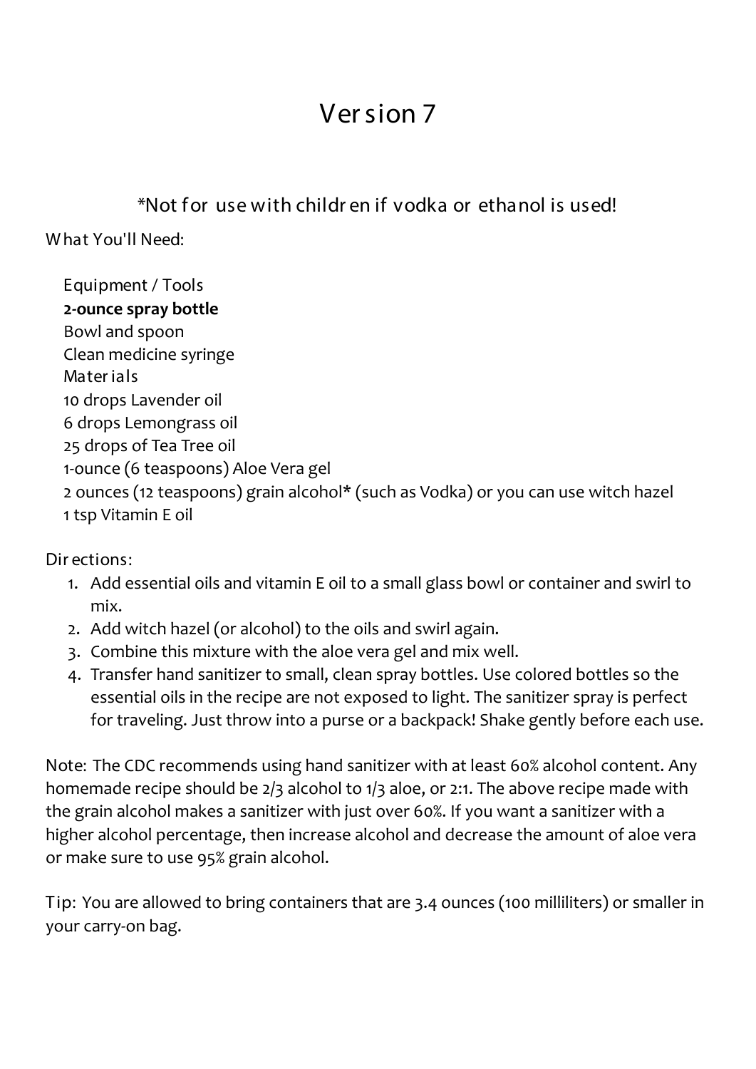# Version 7

*Not for use with children if vodka or ethanol is used!

What You'll Need:

Equipment / Tools
**2-ounce spray bottle**
Bowl and spoon
Clean medicine syringe
Materials
10 drops Lavender oil
6 drops Lemongrass oil
25 drops of Tea Tree oil
1-ounce (6 teaspoons) Aloe Vera gel
2 ounces (12 teaspoons) grain alcohol* (such as Vodka) or you can use witch hazel
1 tsp Vitamin E oil

Directions:

1. Add essential oils and vitamin E oil to a small glass bowl or container and swirl to mix.
2. Add witch hazel (or alcohol) to the oils and swirl again.
3. Combine this mixture with the aloe vera gel and mix well.
4. Transfer hand sanitizer to small, clean spray bottles. Use colored bottles so the essential oils in the recipe are not exposed to light. The sanitizer spray is perfect for traveling. Just throw into a purse or a backpack! Shake gently before each use.

Note: The CDC recommends using hand sanitizer with at least 60% alcohol content. Any homemade recipe should be 2/3 alcohol to 1/3 aloe, or 2:1. The above recipe made with the grain alcohol makes a sanitizer with just over 60%. If you want a sanitizer with a higher alcohol percentage, then increase alcohol and decrease the amount of aloe vera or make sure to use 95% grain alcohol.

Tip: You are allowed to bring containers that are 3.4 ounces (100 milliliters) or smaller in your carry-on bag.